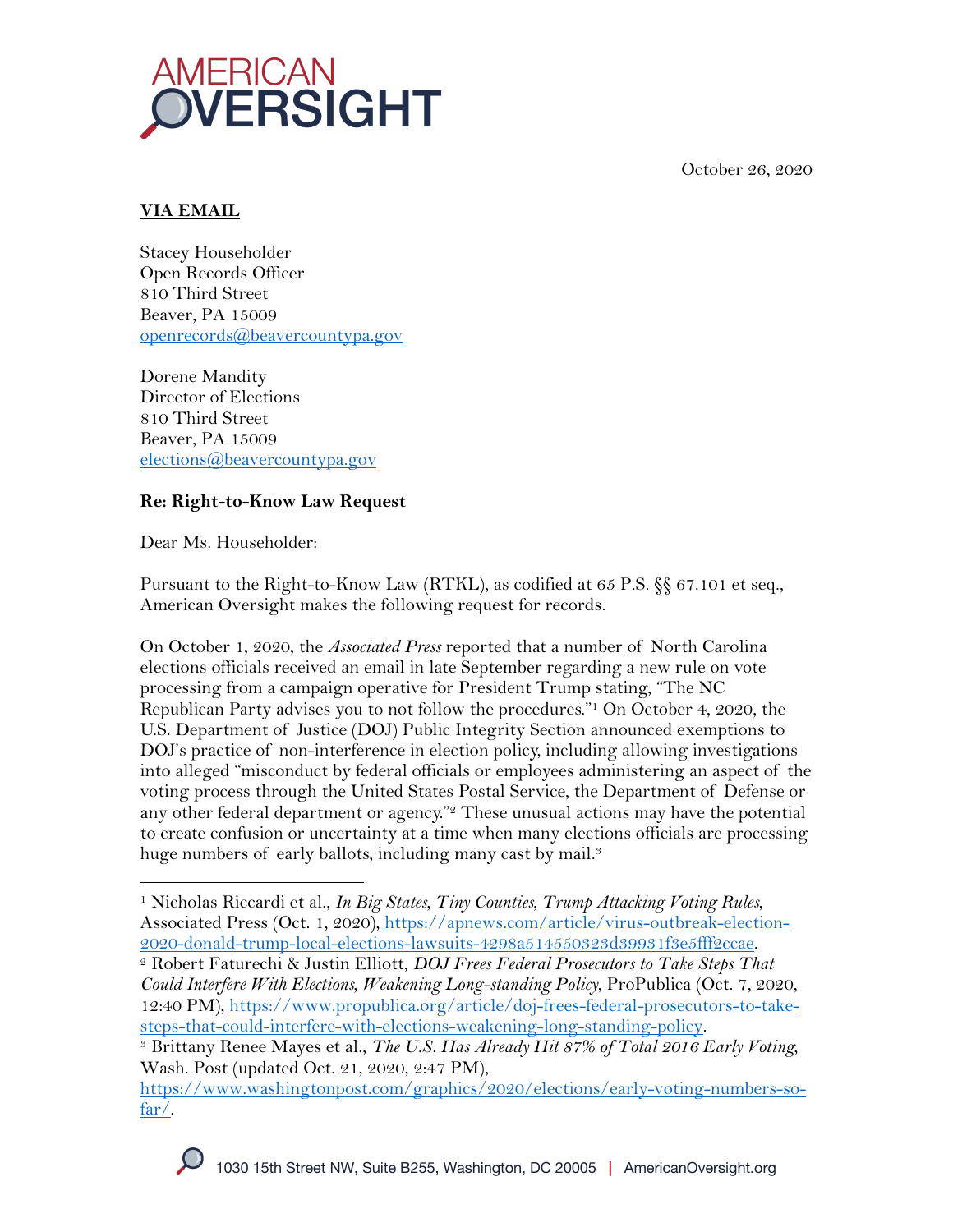AMERICAN OVERSIGHT

October 26, 2020

**VIA EMAIL**

Stacey Householder
Open Records Officer
810 Third Street
Beaver, PA 15009
openrecords@beavercountypa.gov

Dorene Mandity
Director of Elections
810 Third Street
Beaver, PA 15009
elections@beavercountypa.gov

**Re: Right-to-Know Law Request**

Dear Ms. Householder:

Pursuant to the Right-to-Know Law (RTKL), as codified at 65 P.S. §§ 67.101 et seq., American Oversight makes the following request for records.

On October 1, 2020, the *Associated Press* reported that a number of North Carolina elections officials received an email in late September regarding a new rule on vote processing from a campaign operative for President Trump stating, "The NC Republican Party advises you to not follow the procedures."[1] On October 4, 2020, the U.S. Department of Justice (DOJ) Public Integrity Section announced exemptions to DOJ's practice of non-interference in election policy, including allowing investigations into alleged "misconduct by federal officials or employees administering an aspect of the voting process through the United States Postal Service, the Department of Defense or any other federal department or agency."[2] These unusual actions may have the potential to create confusion or uncertainty at a time when many elections officials are processing huge numbers of early ballots, including many cast by mail.[3]

---

[1] Nicholas Riccardi et al., *In Big States, Tiny Counties, Trump Attacking Voting Rules*, Associated Press (Oct. 1, 2020), https://apnews.com/article/virus-outbreak-election-2020-donald-trump-local-elections-lawsuits-4298a514550323d39931f3e5fff2ccae.

[2] Robert Faturechi & Justin Elliott, *DOJ Frees Federal Prosecutors to Take Steps That Could Interfere With Elections, Weakening Long-standing Policy*, ProPublica (Oct. 7, 2020, 12:40 PM), https://www.propublica.org/article/doj-frees-federal-prosecutors-to-take-steps-that-could-interfere-with-elections-weakening-long-standing-policy.

[3] Brittany Renee Mayes et al., *The U.S. Has Already Hit 87% of Total 2016 Early Voting*, Wash. Post (updated Oct. 21, 2020, 2:47 PM), https://www.washingtonpost.com/graphics/2020/elections/early-voting-numbers-so-far/.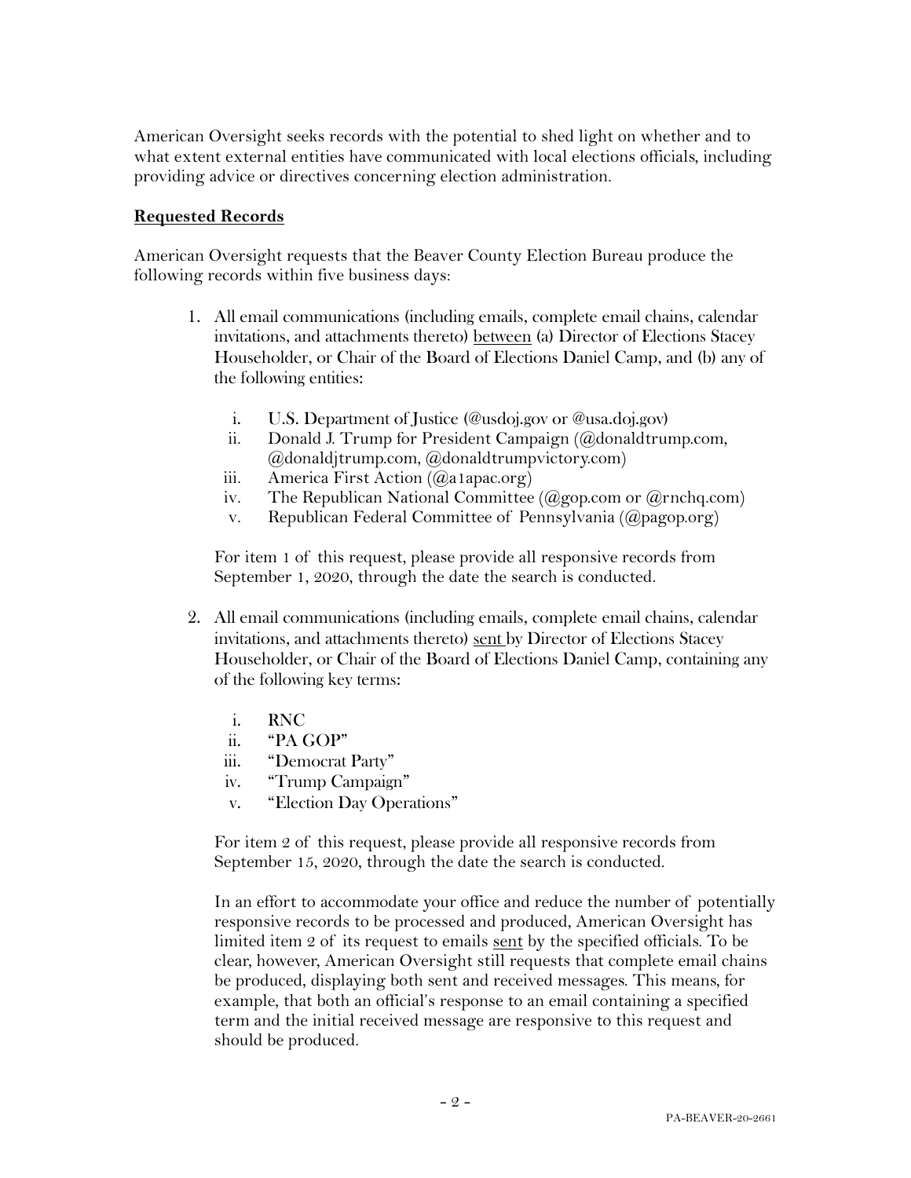American Oversight seeks records with the potential to shed light on whether and to what extent external entities have communicated with local elections officials, including providing advice or directives concerning election administration.

**Requested Records**

American Oversight requests that the Beaver County Election Bureau produce the following records within five business days:

1. All email communications (including emails, complete email chains, calendar invitations, and attachments thereto) between (a) Director of Elections Stacey Householder, or Chair of the Board of Elections Daniel Camp, and (b) any of the following entities:

   i. U.S. Department of Justice (@usdoj.gov or @usa.doj.gov)
   ii. Donald J. Trump for President Campaign (@donaldtrump.com, @donaldjtrump.com, @donaldtrumpvictory.com)
   iii. America First Action (@a1apac.org)
   iv. The Republican National Committee (@gop.com or @rnchq.com)
   v. Republican Federal Committee of Pennsylvania (@pagop.org)

   For item 1 of this request, please provide all responsive records from September 1, 2020, through the date the search is conducted.

2. All email communications (including emails, complete email chains, calendar invitations, and attachments thereto) sent by Director of Elections Stacey Householder, or Chair of the Board of Elections Daniel Camp, containing any of the following key terms:

   i. RNC
   ii. "PA GOP"
   iii. "Democrat Party"
   iv. "Trump Campaign"
   v. "Election Day Operations"

   For item 2 of this request, please provide all responsive records from September 15, 2020, through the date the search is conducted.

   In an effort to accommodate your office and reduce the number of potentially responsive records to be processed and produced, American Oversight has limited item 2 of its request to emails sent by the specified officials. To be clear, however, American Oversight still requests that complete email chains be produced, displaying both sent and received messages. This means, for example, that both an official's response to an email containing a specified term and the initial received message are responsive to this request and should be produced.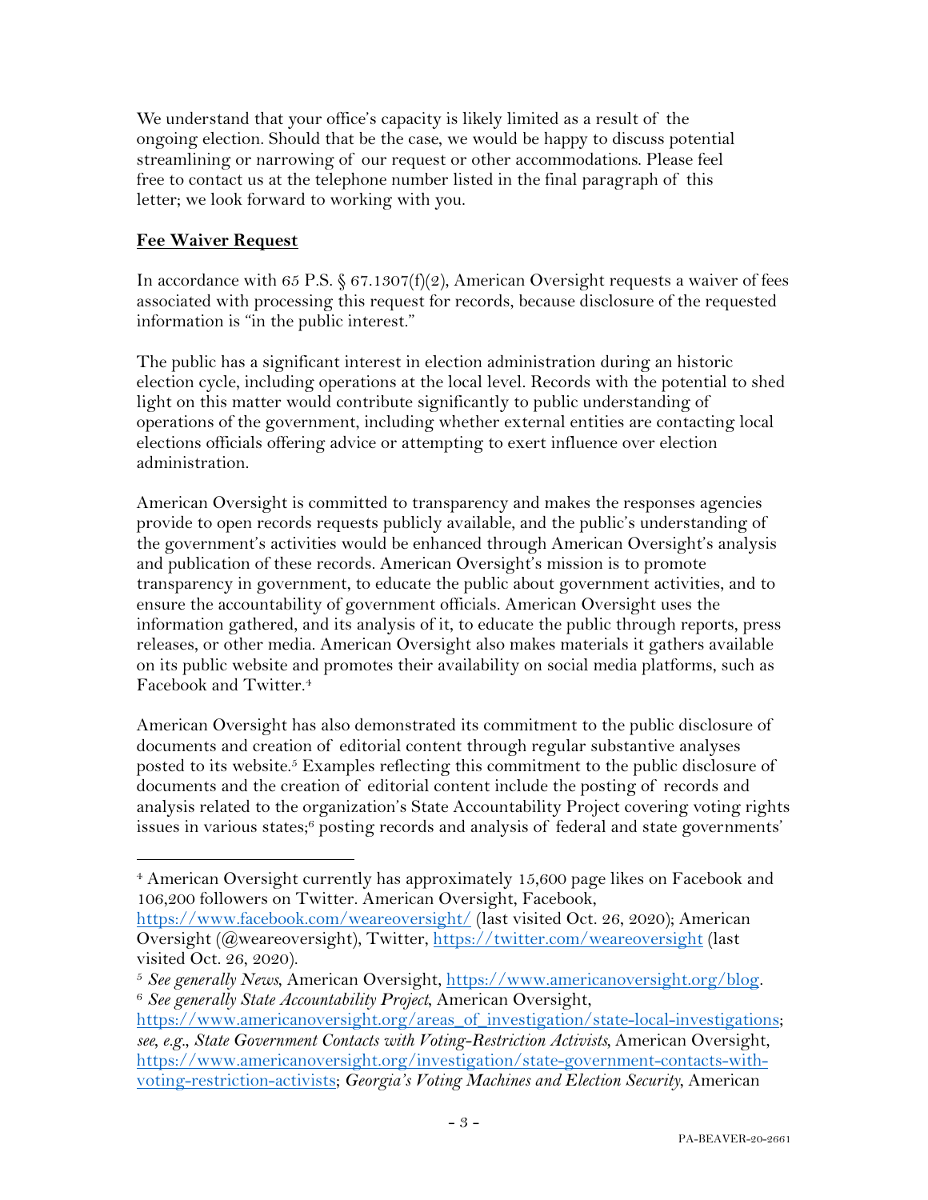We understand that your office's capacity is likely limited as a result of the ongoing election. Should that be the case, we would be happy to discuss potential streamlining or narrowing of our request or other accommodations. Please feel free to contact us at the telephone number listed in the final paragraph of this letter; we look forward to working with you.

## **Fee Waiver Request**

In accordance with 65 P.S. § 67.1307(f)(2), American Oversight requests a waiver of fees associated with processing this request for records, because disclosure of the requested information is "in the public interest."

The public has a significant interest in election administration during an historic election cycle, including operations at the local level. Records with the potential to shed light on this matter would contribute significantly to public understanding of operations of the government, including whether external entities are contacting local elections officials offering advice or attempting to exert influence over election administration.

American Oversight is committed to transparency and makes the responses agencies provide to open records requests publicly available, and the public's understanding of the government's activities would be enhanced through American Oversight's analysis and publication of these records. American Oversight's mission is to promote transparency in government, to educate the public about government activities, and to ensure the accountability of government officials. American Oversight uses the information gathered, and its analysis of it, to educate the public through reports, press releases, or other media. American Oversight also makes materials it gathers available on its public website and promotes their availability on social media platforms, such as Facebook and Twitter.[4]

American Oversight has also demonstrated its commitment to the public disclosure of documents and creation of editorial content through regular substantive analyses posted to its website.[5] Examples reflecting this commitment to the public disclosure of documents and the creation of editorial content include the posting of records and analysis related to the organization's State Accountability Project covering voting rights issues in various states;[6] posting records and analysis of federal and state governments'

---

[4] American Oversight currently has approximately 15,600 page likes on Facebook and 106,200 followers on Twitter. American Oversight, Facebook, https://www.facebook.com/weareoversight/ (last visited Oct. 26, 2020); American Oversight (@weareoversight), Twitter, https://twitter.com/weareoversight (last visited Oct. 26, 2020).

[5] *See generally News*, American Oversight, https://www.americanoversight.org/blog.

[6] *See generally State Accountability Project*, American Oversight, https://www.americanoversight.org/areas_of_investigation/state-local-investigations; *see, e.g.*, *State Government Contacts with Voting-Restriction Activists*, American Oversight, https://www.americanoversight.org/investigation/state-government-contacts-with-voting-restriction-activists; *Georgia's Voting Machines and Election Security*, American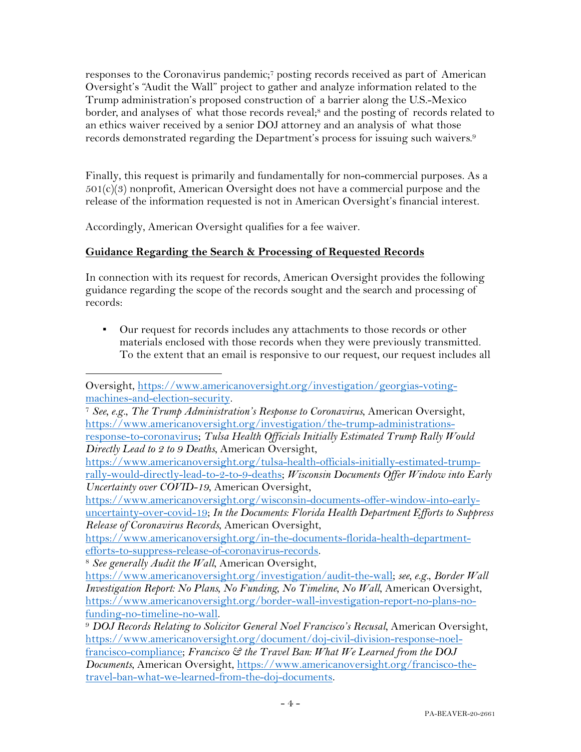responses to the Coronavirus pandemic;[7] posting records received as part of American Oversight's "Audit the Wall" project to gather and analyze information related to the Trump administration's proposed construction of a barrier along the U.S.-Mexico border, and analyses of what those records reveal;[8] and the posting of records related to an ethics waiver received by a senior DOJ attorney and an analysis of what those records demonstrated regarding the Department's process for issuing such waivers.[9]

Finally, this request is primarily and fundamentally for non-commercial purposes. As a 501(c)(3) nonprofit, American Oversight does not have a commercial purpose and the release of the information requested is not in American Oversight's financial interest.

Accordingly, American Oversight qualifies for a fee waiver.

**Guidance Regarding the Search & Processing of Requested Records**

In connection with its request for records, American Oversight provides the following guidance regarding the scope of the records sought and the search and processing of records:

- Our request for records includes any attachments to those records or other materials enclosed with those records when they were previously transmitted. To the extent that an email is responsive to our request, our request includes all

---

Oversight, https://www.americanoversight.org/investigation/georgias-voting-machines-and-election-security.

[7] *See, e.g.*, *The Trump Administration's Response to Coronavirus*, American Oversight, https://www.americanoversight.org/investigation/the-trump-administrations-response-to-coronavirus; *Tulsa Health Officials Initially Estimated Trump Rally Would Directly Lead to 2 to 9 Deaths*, American Oversight, https://www.americanoversight.org/tulsa-health-officials-initially-estimated-trump-rally-would-directly-lead-to-2-to-9-deaths; *Wisconsin Documents Offer Window into Early Uncertainty over COVID-19*, American Oversight, https://www.americanoversight.org/wisconsin-documents-offer-window-into-early-uncertainty-over-covid-19; *In the Documents: Florida Health Department Efforts to Suppress Release of Coronavirus Records*, American Oversight, https://www.americanoversight.org/in-the-documents-florida-health-department-efforts-to-suppress-release-of-coronavirus-records.

[8] *See generally Audit the Wall*, American Oversight, https://www.americanoversight.org/investigation/audit-the-wall; *see, e.g.*, *Border Wall Investigation Report: No Plans, No Funding, No Timeline, No Wall*, American Oversight, https://www.americanoversight.org/border-wall-investigation-report-no-plans-no-funding-no-timeline-no-wall.

[9] *DOJ Records Relating to Solicitor General Noel Francisco's Recusal*, American Oversight, https://www.americanoversight.org/document/doj-civil-division-response-noel-francisco-compliance; *Francisco & the Travel Ban: What We Learned from the DOJ Documents*, American Oversight, https://www.americanoversight.org/francisco-the-travel-ban-what-we-learned-from-the-doj-documents.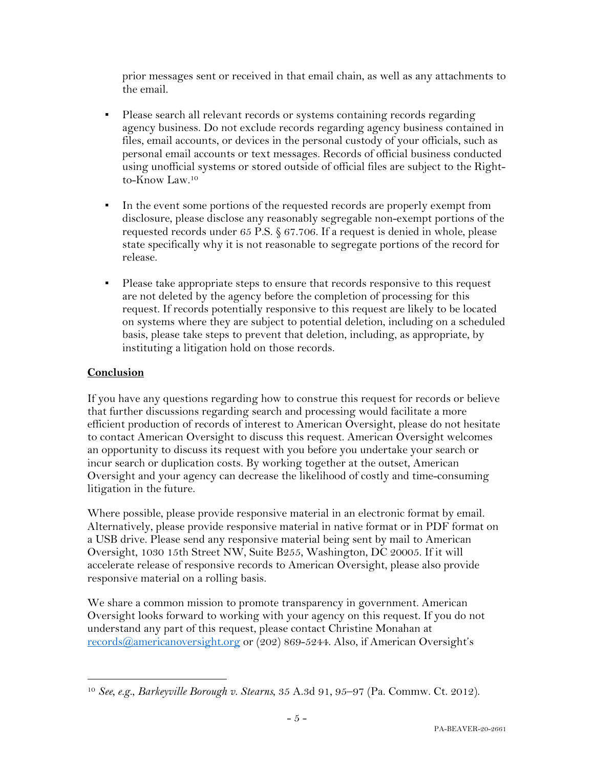prior messages sent or received in that email chain, as well as any attachments to the email.

- Please search all relevant records or systems containing records regarding agency business. Do not exclude records regarding agency business contained in files, email accounts, or devices in the personal custody of your officials, such as personal email accounts or text messages. Records of official business conducted using unofficial systems or stored outside of official files are subject to the Right-to-Know Law.[10]

- In the event some portions of the requested records are properly exempt from disclosure, please disclose any reasonably segregable non-exempt portions of the requested records under 65 P.S. § 67.706. If a request is denied in whole, please state specifically why it is not reasonable to segregate portions of the record for release.

- Please take appropriate steps to ensure that records responsive to this request are not deleted by the agency before the completion of processing for this request. If records potentially responsive to this request are likely to be located on systems where they are subject to potential deletion, including on a scheduled basis, please take steps to prevent that deletion, including, as appropriate, by instituting a litigation hold on those records.

**Conclusion**

If you have any questions regarding how to construe this request for records or believe that further discussions regarding search and processing would facilitate a more efficient production of records of interest to American Oversight, please do not hesitate to contact American Oversight to discuss this request. American Oversight welcomes an opportunity to discuss its request with you before you undertake your search or incur search or duplication costs. By working together at the outset, American Oversight and your agency can decrease the likelihood of costly and time-consuming litigation in the future.

Where possible, please provide responsive material in an electronic format by email. Alternatively, please provide responsive material in native format or in PDF format on a USB drive. Please send any responsive material being sent by mail to American Oversight, 1030 15th Street NW, Suite B255, Washington, DC 20005. If it will accelerate release of responsive records to American Oversight, please also provide responsive material on a rolling basis.

We share a common mission to promote transparency in government. American Oversight looks forward to working with your agency on this request. If you do not understand any part of this request, please contact Christine Monahan at records@americanoversight.org or (202) 869-5244. Also, if American Oversight's

[10] *See, e.g.*, *Barkeyville Borough v. Stearns*, 35 A.3d 91, 95–97 (Pa. Commw. Ct. 2012).

PA-BEAVER-20-2661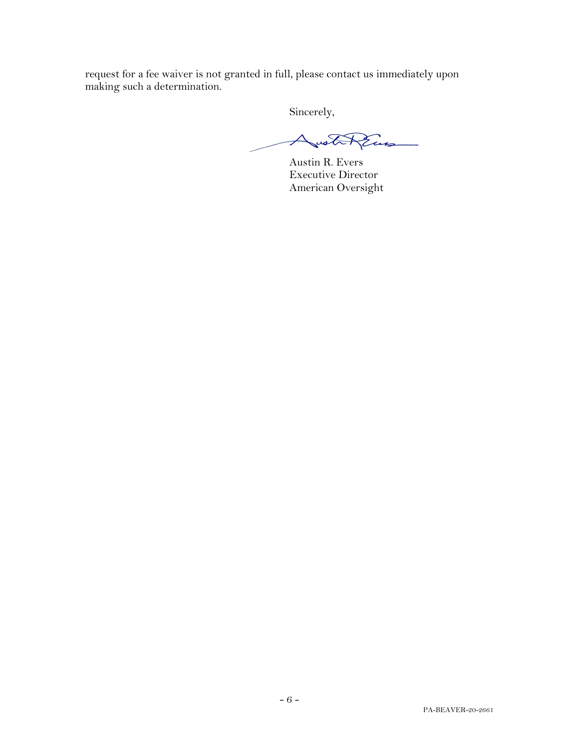request for a fee waiver is not granted in full, please contact us immediately upon making such a determination.

Sincerely,

Austin R. Evers
Executive Director
American Oversight

PA-BEAVER-20-2661